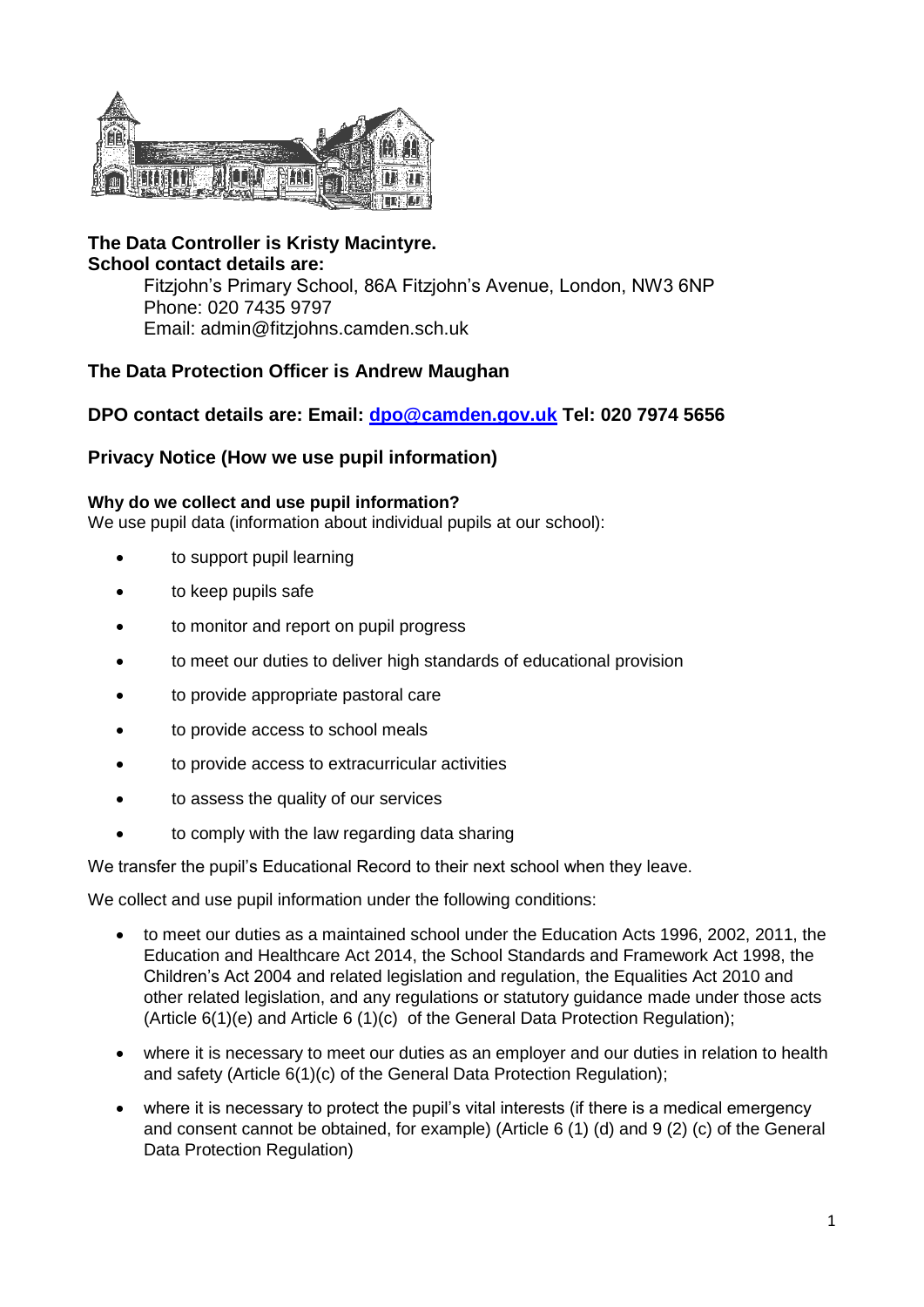**The Data Controller is Kristy Macintyre.**
**School contact details are:**

Fitzjohn's Primary School, 86A Fitzjohn's Avenue, London, NW3 6NP
Phone: 020 7435 9797
Email: admin@fitzjohns.camden.sch.uk

**The Data Protection Officer is Andrew Maughan**

**DPO contact details are: Email: [dpo@camden.gov.uk](mailto:dpo@camden.gov.uk) Tel: 020 7974 5656**

## Privacy Notice (How we use pupil information)

### Why do we collect and use pupil information?

We use pupil data (information about individual pupils at our school):

- to support pupil learning
- to keep pupils safe
- to monitor and report on pupil progress
- to meet our duties to deliver high standards of educational provision
- to provide appropriate pastoral care
- to provide access to school meals
- to provide access to extracurricular activities
- to assess the quality of our services
- to comply with the law regarding data sharing

We transfer the pupil's Educational Record to their next school when they leave.

We collect and use pupil information under the following conditions:

- to meet our duties as a maintained school under the Education Acts 1996, 2002, 2011, the Education and Healthcare Act 2014, the School Standards and Framework Act 1998, the Children's Act 2004 and related legislation and regulation, the Equalities Act 2010 and other related legislation, and any regulations or statutory guidance made under those acts (Article 6(1)(e) and Article 6 (1)(c) of the General Data Protection Regulation);
- where it is necessary to meet our duties as an employer and our duties in relation to health and safety (Article 6(1)(c) of the General Data Protection Regulation);
- where it is necessary to protect the pupil's vital interests (if there is a medical emergency and consent cannot be obtained, for example) (Article 6 (1) (d) and 9 (2) (c) of the General Data Protection Regulation)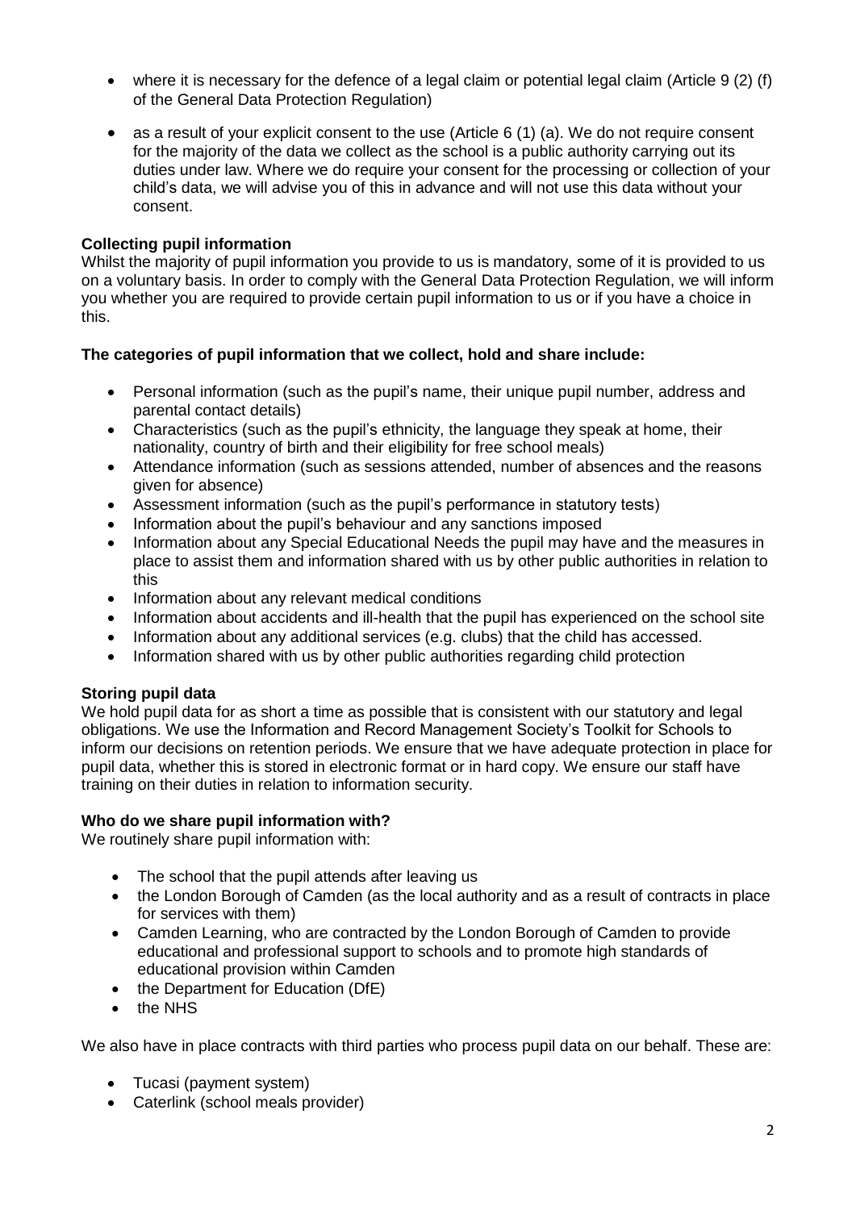- where it is necessary for the defence of a legal claim or potential legal claim (Article 9 (2) (f) of the General Data Protection Regulation)
- as a result of your explicit consent to the use (Article 6 (1) (a). We do not require consent for the majority of the data we collect as the school is a public authority carrying out its duties under law. Where we do require your consent for the processing or collection of your child's data, we will advise you of this in advance and will not use this data without your consent.

**Collecting pupil information**

Whilst the majority of pupil information you provide to us is mandatory, some of it is provided to us on a voluntary basis. In order to comply with the General Data Protection Regulation, we will inform you whether you are required to provide certain pupil information to us or if you have a choice in this.

**The categories of pupil information that we collect, hold and share include:**

- Personal information (such as the pupil's name, their unique pupil number, address and parental contact details)
- Characteristics (such as the pupil's ethnicity, the language they speak at home, their nationality, country of birth and their eligibility for free school meals)
- Attendance information (such as sessions attended, number of absences and the reasons given for absence)
- Assessment information (such as the pupil's performance in statutory tests)
- Information about the pupil's behaviour and any sanctions imposed
- Information about any Special Educational Needs the pupil may have and the measures in place to assist them and information shared with us by other public authorities in relation to this
- Information about any relevant medical conditions
- Information about accidents and ill-health that the pupil has experienced on the school site
- Information about any additional services (e.g. clubs) that the child has accessed.
- Information shared with us by other public authorities regarding child protection

**Storing pupil data**

We hold pupil data for as short a time as possible that is consistent with our statutory and legal obligations. We use the Information and Record Management Society's Toolkit for Schools to inform our decisions on retention periods. We ensure that we have adequate protection in place for pupil data, whether this is stored in electronic format or in hard copy. We ensure our staff have training on their duties in relation to information security.

**Who do we share pupil information with?**

We routinely share pupil information with:

- The school that the pupil attends after leaving us
- the London Borough of Camden (as the local authority and as a result of contracts in place for services with them)
- Camden Learning, who are contracted by the London Borough of Camden to provide educational and professional support to schools and to promote high standards of educational provision within Camden
- the Department for Education (DfE)
- the NHS

We also have in place contracts with third parties who process pupil data on our behalf. These are:

- Tucasi (payment system)
- Caterlink (school meals provider)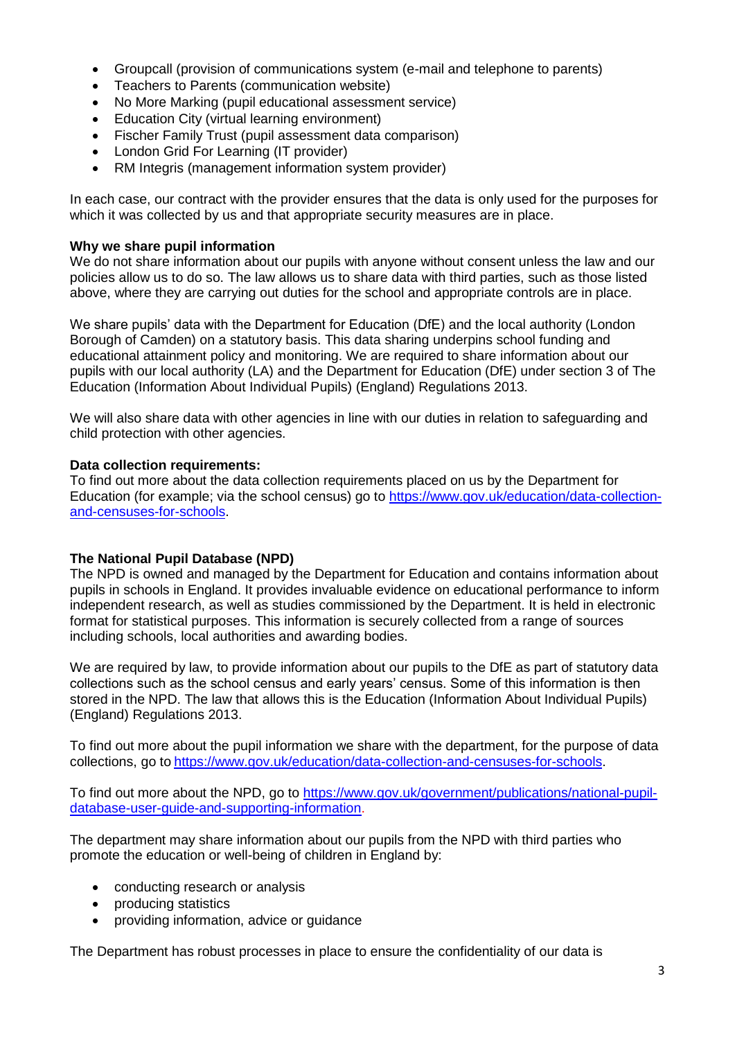- Groupcall (provision of communications system (e-mail and telephone to parents)
- Teachers to Parents (communication website)
- No More Marking (pupil educational assessment service)
- Education City (virtual learning environment)
- Fischer Family Trust (pupil assessment data comparison)
- London Grid For Learning (IT provider)
- RM Integris (management information system provider)

In each case, our contract with the provider ensures that the data is only used for the purposes for which it was collected by us and that appropriate security measures are in place.

**Why we share pupil information**
We do not share information about our pupils with anyone without consent unless the law and our policies allow us to do so. The law allows us to share data with third parties, such as those listed above, where they are carrying out duties for the school and appropriate controls are in place.

We share pupils' data with the Department for Education (DfE) and the local authority (London Borough of Camden) on a statutory basis. This data sharing underpins school funding and educational attainment policy and monitoring. We are required to share information about our pupils with our local authority (LA) and the Department for Education (DfE) under section 3 of The Education (Information About Individual Pupils) (England) Regulations 2013.

We will also share data with other agencies in line with our duties in relation to safeguarding and child protection with other agencies.

**Data collection requirements:**
To find out more about the data collection requirements placed on us by the Department for Education (for example; via the school census) go to [https://www.gov.uk/education/data-collection-and-censuses-for-schools](https://www.gov.uk/education/data-collection-and-censuses-for-schools).

**The National Pupil Database (NPD)**
The NPD is owned and managed by the Department for Education and contains information about pupils in schools in England. It provides invaluable evidence on educational performance to inform independent research, as well as studies commissioned by the Department. It is held in electronic format for statistical purposes. This information is securely collected from a range of sources including schools, local authorities and awarding bodies.

We are required by law, to provide information about our pupils to the DfE as part of statutory data collections such as the school census and early years' census. Some of this information is then stored in the NPD. The law that allows this is the Education (Information About Individual Pupils) (England) Regulations 2013.

To find out more about the pupil information we share with the department, for the purpose of data collections, go to [https://www.gov.uk/education/data-collection-and-censuses-for-schools](https://www.gov.uk/education/data-collection-and-censuses-for-schools).

To find out more about the NPD, go to [https://www.gov.uk/government/publications/national-pupil-database-user-guide-and-supporting-information](https://www.gov.uk/government/publications/national-pupil-database-user-guide-and-supporting-information).

The department may share information about our pupils from the NPD with third parties who promote the education or well-being of children in England by:

- conducting research or analysis
- producing statistics
- providing information, advice or guidance

The Department has robust processes in place to ensure the confidentiality of our data is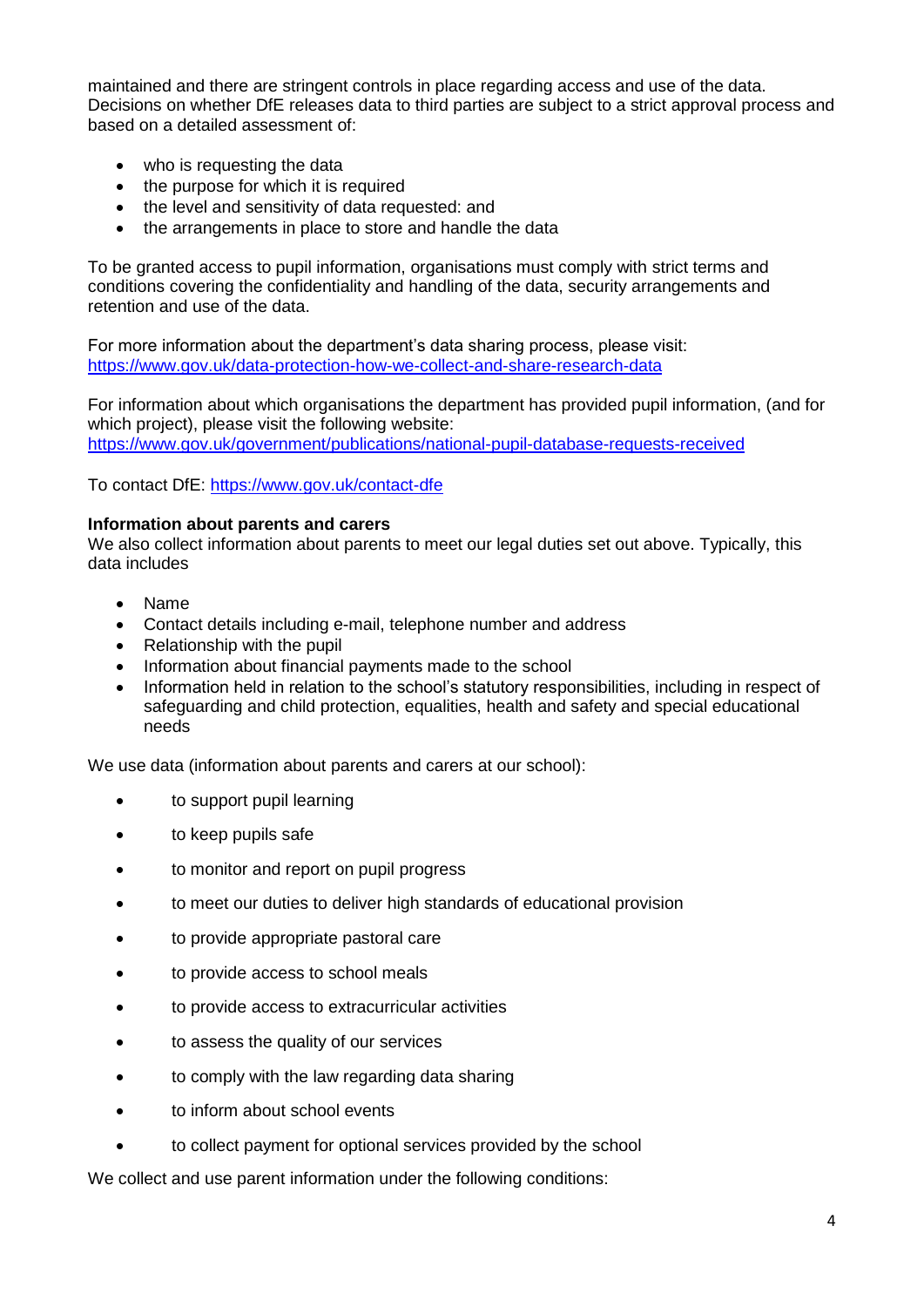maintained and there are stringent controls in place regarding access and use of the data. Decisions on whether DfE releases data to third parties are subject to a strict approval process and based on a detailed assessment of:

- who is requesting the data
- the purpose for which it is required
- the level and sensitivity of data requested: and
- the arrangements in place to store and handle the data

To be granted access to pupil information, organisations must comply with strict terms and conditions covering the confidentiality and handling of the data, security arrangements and retention and use of the data.

For more information about the department's data sharing process, please visit: [https://www.gov.uk/data-protection-how-we-collect-and-share-research-data](https://www.gov.uk/data-protection-how-we-collect-and-share-research-data)

For information about which organisations the department has provided pupil information, (and for which project), please visit the following website: [https://www.gov.uk/government/publications/national-pupil-database-requests-received](https://www.gov.uk/government/publications/national-pupil-database-requests-received)

To contact DfE: [https://www.gov.uk/contact-dfe](https://www.gov.uk/contact-dfe)

**Information about parents and carers**

We also collect information about parents to meet our legal duties set out above. Typically, this data includes

- Name
- Contact details including e-mail, telephone number and address
- Relationship with the pupil
- Information about financial payments made to the school
- Information held in relation to the school's statutory responsibilities, including in respect of safeguarding and child protection, equalities, health and safety and special educational needs

We use data (information about parents and carers at our school):

- to support pupil learning
- to keep pupils safe
- to monitor and report on pupil progress
- to meet our duties to deliver high standards of educational provision
- to provide appropriate pastoral care
- to provide access to school meals
- to provide access to extracurricular activities
- to assess the quality of our services
- to comply with the law regarding data sharing
- to inform about school events
- to collect payment for optional services provided by the school

We collect and use parent information under the following conditions: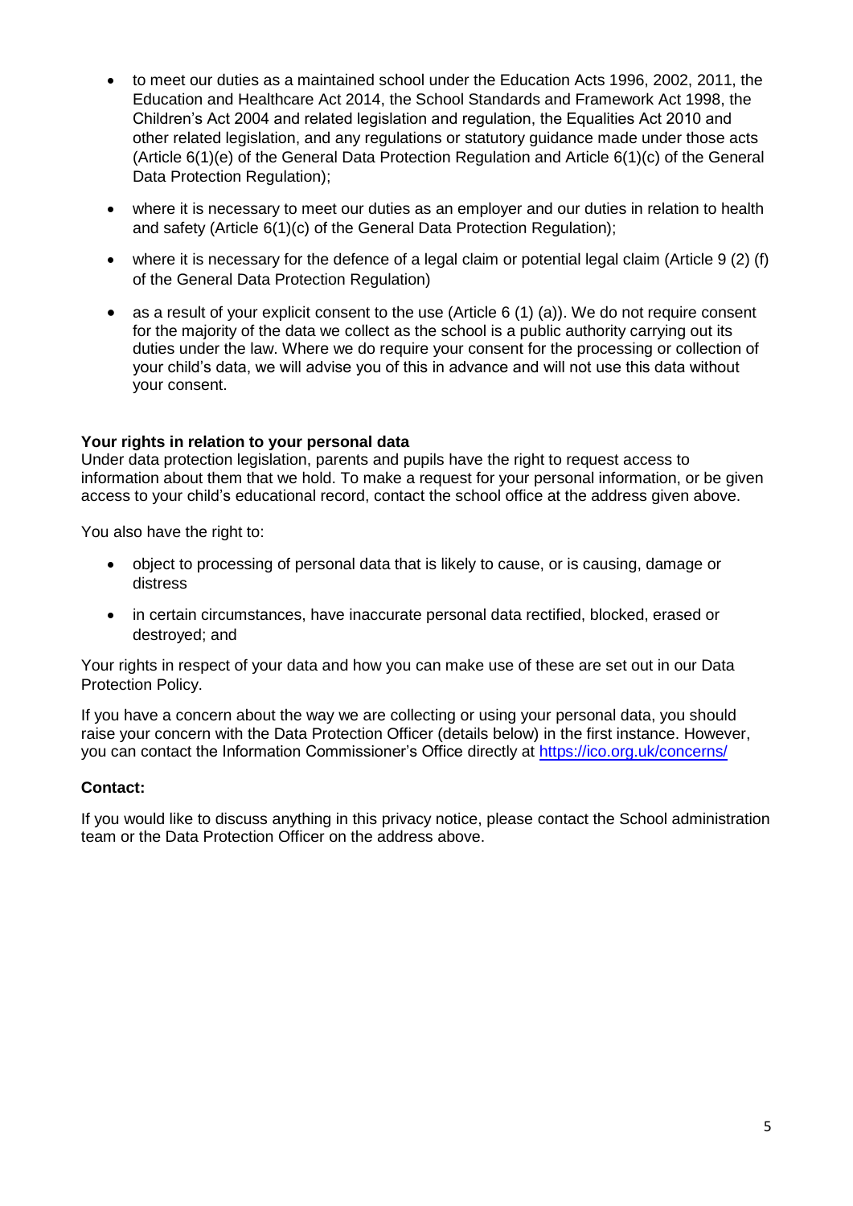- to meet our duties as a maintained school under the Education Acts 1996, 2002, 2011, the Education and Healthcare Act 2014, the School Standards and Framework Act 1998, the Children's Act 2004 and related legislation and regulation, the Equalities Act 2010 and other related legislation, and any regulations or statutory guidance made under those acts (Article 6(1)(e) of the General Data Protection Regulation and Article 6(1)(c) of the General Data Protection Regulation);
- where it is necessary to meet our duties as an employer and our duties in relation to health and safety (Article 6(1)(c) of the General Data Protection Regulation);
- where it is necessary for the defence of a legal claim or potential legal claim (Article 9 (2) (f) of the General Data Protection Regulation)
- as a result of your explicit consent to the use (Article 6 (1) (a)). We do not require consent for the majority of the data we collect as the school is a public authority carrying out its duties under the law. Where we do require your consent for the processing or collection of your child's data, we will advise you of this in advance and will not use this data without your consent.

**Your rights in relation to your personal data**

Under data protection legislation, parents and pupils have the right to request access to information about them that we hold. To make a request for your personal information, or be given access to your child's educational record, contact the school office at the address given above.

You also have the right to:

- object to processing of personal data that is likely to cause, or is causing, damage or distress
- in certain circumstances, have inaccurate personal data rectified, blocked, erased or destroyed; and

Your rights in respect of your data and how you can make use of these are set out in our Data Protection Policy.

If you have a concern about the way we are collecting or using your personal data, you should raise your concern with the Data Protection Officer (details below) in the first instance. However, you can contact the Information Commissioner's Office directly at https://ico.org.uk/concerns/

**Contact:**

If you would like to discuss anything in this privacy notice, please contact the School administration team or the Data Protection Officer on the address above.